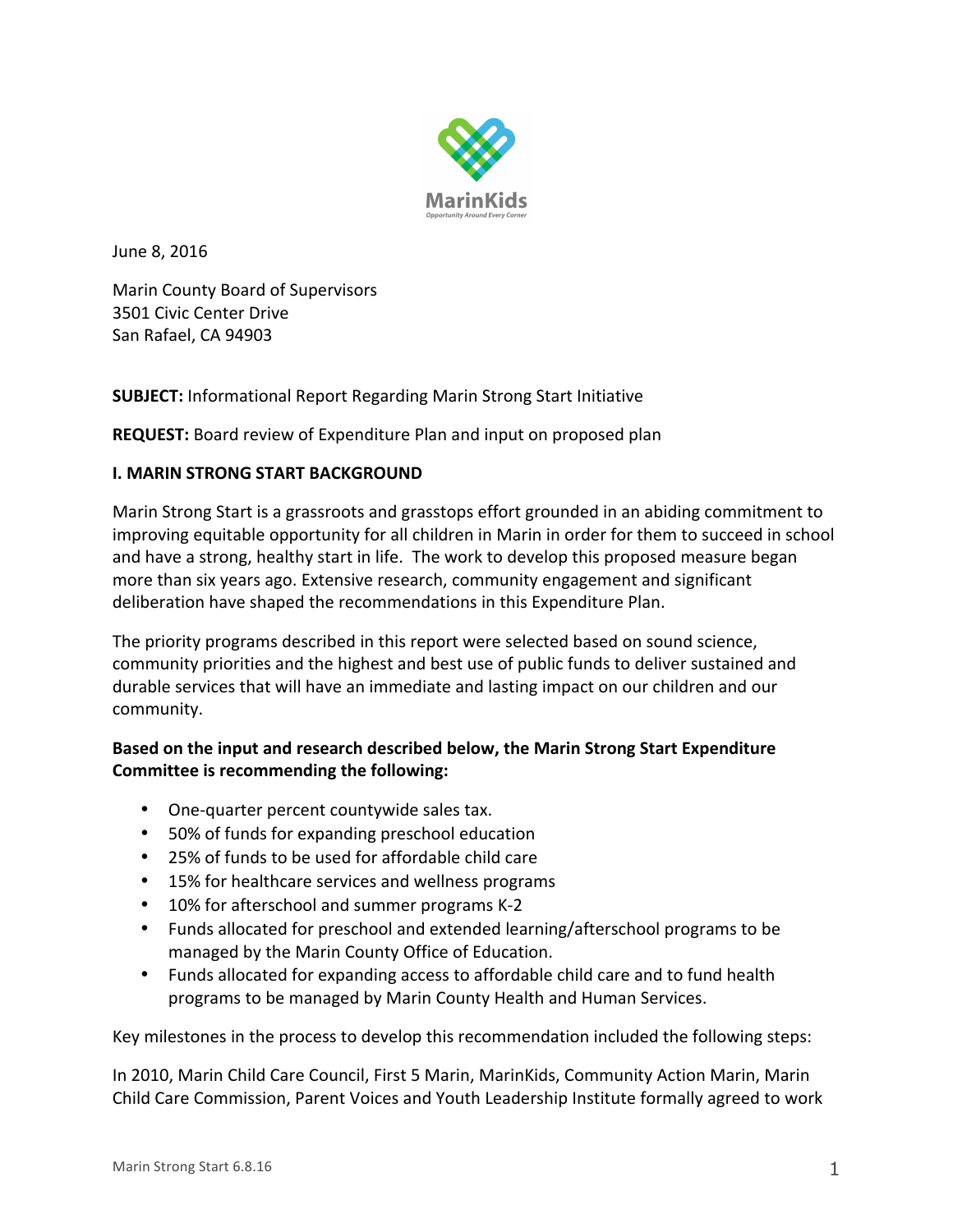MarinKids
Opportunity Around Every Corner

June 8, 2016

Marin County Board of Supervisors
3501 Civic Center Drive
San Rafael, CA 94903

**SUBJECT:** Informational Report Regarding Marin Strong Start Initiative

**REQUEST:** Board review of Expenditure Plan and input on proposed plan

## I. MARIN STRONG START BACKGROUND

Marin Strong Start is a grassroots and grasstops effort grounded in an abiding commitment to improving equitable opportunity for all children in Marin in order for them to succeed in school and have a strong, healthy start in life. The work to develop this proposed measure began more than six years ago. Extensive research, community engagement and significant deliberation have shaped the recommendations in this Expenditure Plan.

The priority programs described in this report were selected based on sound science, community priorities and the highest and best use of public funds to deliver sustained and durable services that will have an immediate and lasting impact on our children and our community.

**Based on the input and research described below, the Marin Strong Start Expenditure Committee is recommending the following:**

- One-quarter percent countywide sales tax.
- 50% of funds for expanding preschool education
- 25% of funds to be used for affordable child care
- 15% for healthcare services and wellness programs
- 10% for afterschool and summer programs K-2
- Funds allocated for preschool and extended learning/afterschool programs to be managed by the Marin County Office of Education.
- Funds allocated for expanding access to affordable child care and to fund health programs to be managed by Marin County Health and Human Services.

Key milestones in the process to develop this recommendation included the following steps:

In 2010, Marin Child Care Council, First 5 Marin, MarinKids, Community Action Marin, Marin Child Care Commission, Parent Voices and Youth Leadership Institute formally agreed to work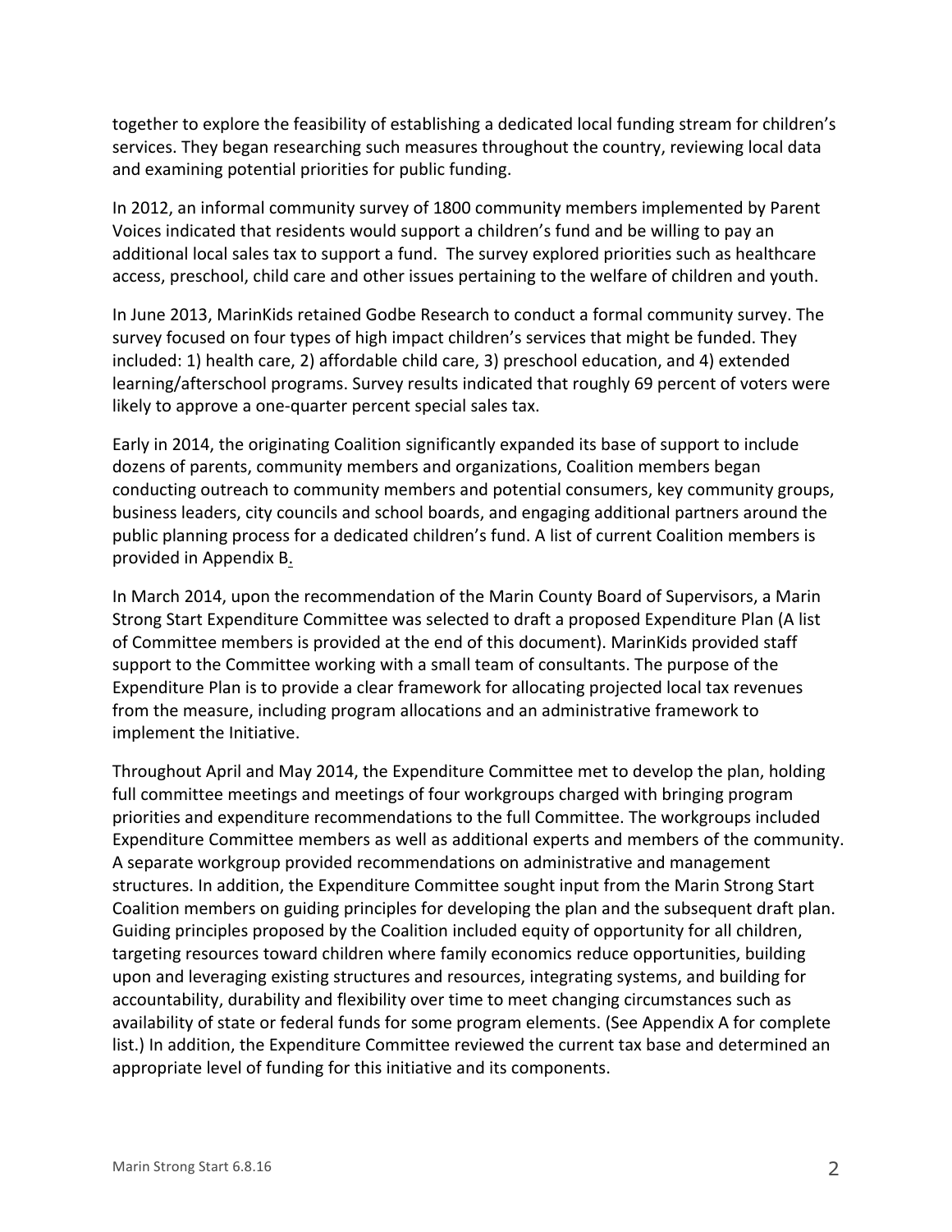together to explore the feasibility of establishing a dedicated local funding stream for children's services. They began researching such measures throughout the country, reviewing local data and examining potential priorities for public funding.

In 2012, an informal community survey of 1800 community members implemented by Parent Voices indicated that residents would support a children's fund and be willing to pay an additional local sales tax to support a fund. The survey explored priorities such as healthcare access, preschool, child care and other issues pertaining to the welfare of children and youth.

In June 2013, MarinKids retained Godbe Research to conduct a formal community survey. The survey focused on four types of high impact children's services that might be funded. They included: 1) health care, 2) affordable child care, 3) preschool education, and 4) extended learning/afterschool programs. Survey results indicated that roughly 69 percent of voters were likely to approve a one-quarter percent special sales tax.

Early in 2014, the originating Coalition significantly expanded its base of support to include dozens of parents, community members and organizations, Coalition members began conducting outreach to community members and potential consumers, key community groups, business leaders, city councils and school boards, and engaging additional partners around the public planning process for a dedicated children's fund. A list of current Coalition members is provided in Appendix B.

In March 2014, upon the recommendation of the Marin County Board of Supervisors, a Marin Strong Start Expenditure Committee was selected to draft a proposed Expenditure Plan (A list of Committee members is provided at the end of this document). MarinKids provided staff support to the Committee working with a small team of consultants. The purpose of the Expenditure Plan is to provide a clear framework for allocating projected local tax revenues from the measure, including program allocations and an administrative framework to implement the Initiative.

Throughout April and May 2014, the Expenditure Committee met to develop the plan, holding full committee meetings and meetings of four workgroups charged with bringing program priorities and expenditure recommendations to the full Committee. The workgroups included Expenditure Committee members as well as additional experts and members of the community. A separate workgroup provided recommendations on administrative and management structures. In addition, the Expenditure Committee sought input from the Marin Strong Start Coalition members on guiding principles for developing the plan and the subsequent draft plan. Guiding principles proposed by the Coalition included equity of opportunity for all children, targeting resources toward children where family economics reduce opportunities, building upon and leveraging existing structures and resources, integrating systems, and building for accountability, durability and flexibility over time to meet changing circumstances such as availability of state or federal funds for some program elements. (See Appendix A for complete list.) In addition, the Expenditure Committee reviewed the current tax base and determined an appropriate level of funding for this initiative and its components.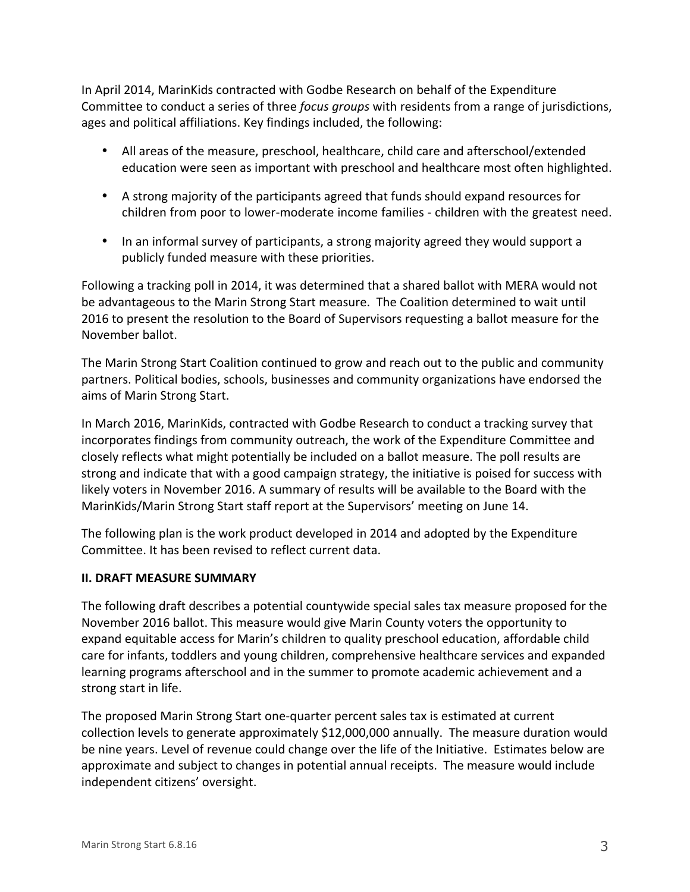In April 2014, MarinKids contracted with Godbe Research on behalf of the Expenditure Committee to conduct a series of three *focus groups* with residents from a range of jurisdictions, ages and political affiliations. Key findings included, the following:

- All areas of the measure, preschool, healthcare, child care and afterschool/extended education were seen as important with preschool and healthcare most often highlighted.
- A strong majority of the participants agreed that funds should expand resources for children from poor to lower-moderate income families - children with the greatest need.
- In an informal survey of participants, a strong majority agreed they would support a publicly funded measure with these priorities.

Following a tracking poll in 2014, it was determined that a shared ballot with MERA would not be advantageous to the Marin Strong Start measure. The Coalition determined to wait until 2016 to present the resolution to the Board of Supervisors requesting a ballot measure for the November ballot.

The Marin Strong Start Coalition continued to grow and reach out to the public and community partners. Political bodies, schools, businesses and community organizations have endorsed the aims of Marin Strong Start.

In March 2016, MarinKids, contracted with Godbe Research to conduct a tracking survey that incorporates findings from community outreach, the work of the Expenditure Committee and closely reflects what might potentially be included on a ballot measure. The poll results are strong and indicate that with a good campaign strategy, the initiative is poised for success with likely voters in November 2016. A summary of results will be available to the Board with the MarinKids/Marin Strong Start staff report at the Supervisors' meeting on June 14.

The following plan is the work product developed in 2014 and adopted by the Expenditure Committee. It has been revised to reflect current data.

## II. DRAFT MEASURE SUMMARY

The following draft describes a potential countywide special sales tax measure proposed for the November 2016 ballot. This measure would give Marin County voters the opportunity to expand equitable access for Marin's children to quality preschool education, affordable child care for infants, toddlers and young children, comprehensive healthcare services and expanded learning programs afterschool and in the summer to promote academic achievement and a strong start in life.

The proposed Marin Strong Start one-quarter percent sales tax is estimated at current collection levels to generate approximately $12,000,000 annually. The measure duration would be nine years. Level of revenue could change over the life of the Initiative. Estimates below are approximate and subject to changes in potential annual receipts. The measure would include independent citizens' oversight.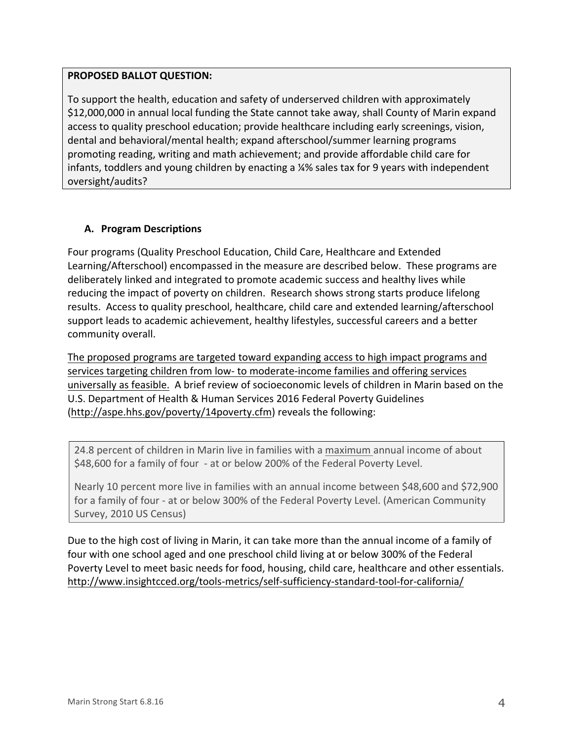**PROPOSED BALLOT QUESTION:**

To support the health, education and safety of underserved children with approximately $12,000,000 in annual local funding the State cannot take away, shall County of Marin expand access to quality preschool education; provide healthcare including early screenings, vision, dental and behavioral/mental health; expand afterschool/summer learning programs promoting reading, writing and math achievement; and provide affordable child care for infants, toddlers and young children by enacting a ¼% sales tax for 9 years with independent oversight/audits?

## A. Program Descriptions

Four programs (Quality Preschool Education, Child Care, Healthcare and Extended Learning/Afterschool) encompassed in the measure are described below. These programs are deliberately linked and integrated to promote academic success and healthy lives while reducing the impact of poverty on children. Research shows strong starts produce lifelong results. Access to quality preschool, healthcare, child care and extended learning/afterschool support leads to academic achievement, healthy lifestyles, successful careers and a better community overall.

The proposed programs are targeted toward expanding access to high impact programs and services targeting children from low- to moderate-income families and offering services universally as feasible. A brief review of socioeconomic levels of children in Marin based on the U.S. Department of Health & Human Services 2016 Federal Poverty Guidelines (http://aspe.hhs.gov/poverty/14poverty.cfm) reveals the following:

> 24.8 percent of children in Marin live in families with a maximum annual income of about $48,600 for a family of four - at or below 200% of the Federal Poverty Level.
>
> Nearly 10 percent more live in families with an annual income between $48,600 and $72,900 for a family of four - at or below 300% of the Federal Poverty Level. (American Community Survey, 2010 US Census)

Due to the high cost of living in Marin, it can take more than the annual income of a family of four with one school aged and one preschool child living at or below 300% of the Federal Poverty Level to meet basic needs for food, housing, child care, healthcare and other essentials. http://www.insightcced.org/tools-metrics/self-sufficiency-standard-tool-for-california/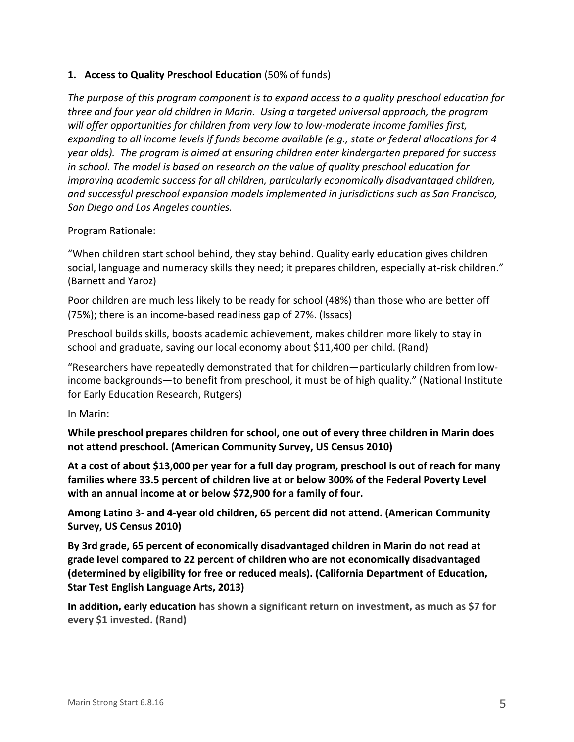**1. Access to Quality Preschool Education** (50% of funds)

*The purpose of this program component is to expand access to a quality preschool education for three and four year old children in Marin. Using a targeted universal approach, the program will offer opportunities for children from very low to low-moderate income families first, expanding to all income levels if funds become available (e.g., state or federal allocations for 4 year olds). The program is aimed at ensuring children enter kindergarten prepared for success in school. The model is based on research on the value of quality preschool education for improving academic success for all children, particularly economically disadvantaged children, and successful preschool expansion models implemented in jurisdictions such as San Francisco, San Diego and Los Angeles counties.*

<u>Program Rationale:</u>

"When children start school behind, they stay behind. Quality early education gives children social, language and numeracy skills they need; it prepares children, especially at-risk children." (Barnett and Yaroz)

Poor children are much less likely to be ready for school (48%) than those who are better off (75%); there is an income-based readiness gap of 27%. (Issacs)

Preschool builds skills, boosts academic achievement, makes children more likely to stay in school and graduate, saving our local economy about $11,400 per child. (Rand)

"Researchers have repeatedly demonstrated that for children—particularly children from low-income backgrounds—to benefit from preschool, it must be of high quality." (National Institute for Early Education Research, Rutgers)

<u>In Marin:</u>

**While preschool prepares children for school, one out of every three children in Marin <u>does not attend</u> preschool. (American Community Survey, US Census 2010)**

**At a cost of about $13,000 per year for a full day program, preschool is out of reach for many families where 33.5 percent of children live at or below 300% of the Federal Poverty Level with an annual income at or below $72,900 for a family of four.**

**Among Latino 3- and 4-year old children, 65 percent <u>did not</u> attend. (American Community Survey, US Census 2010)**

**By 3rd grade, 65 percent of economically disadvantaged children in Marin do not read at grade level compared to 22 percent of children who are not economically disadvantaged (determined by eligibility for free or reduced meals). (California Department of Education, Star Test English Language Arts, 2013)**

**In addition, early education has shown a significant return on investment, as much as $7 for every $1 invested. (Rand)**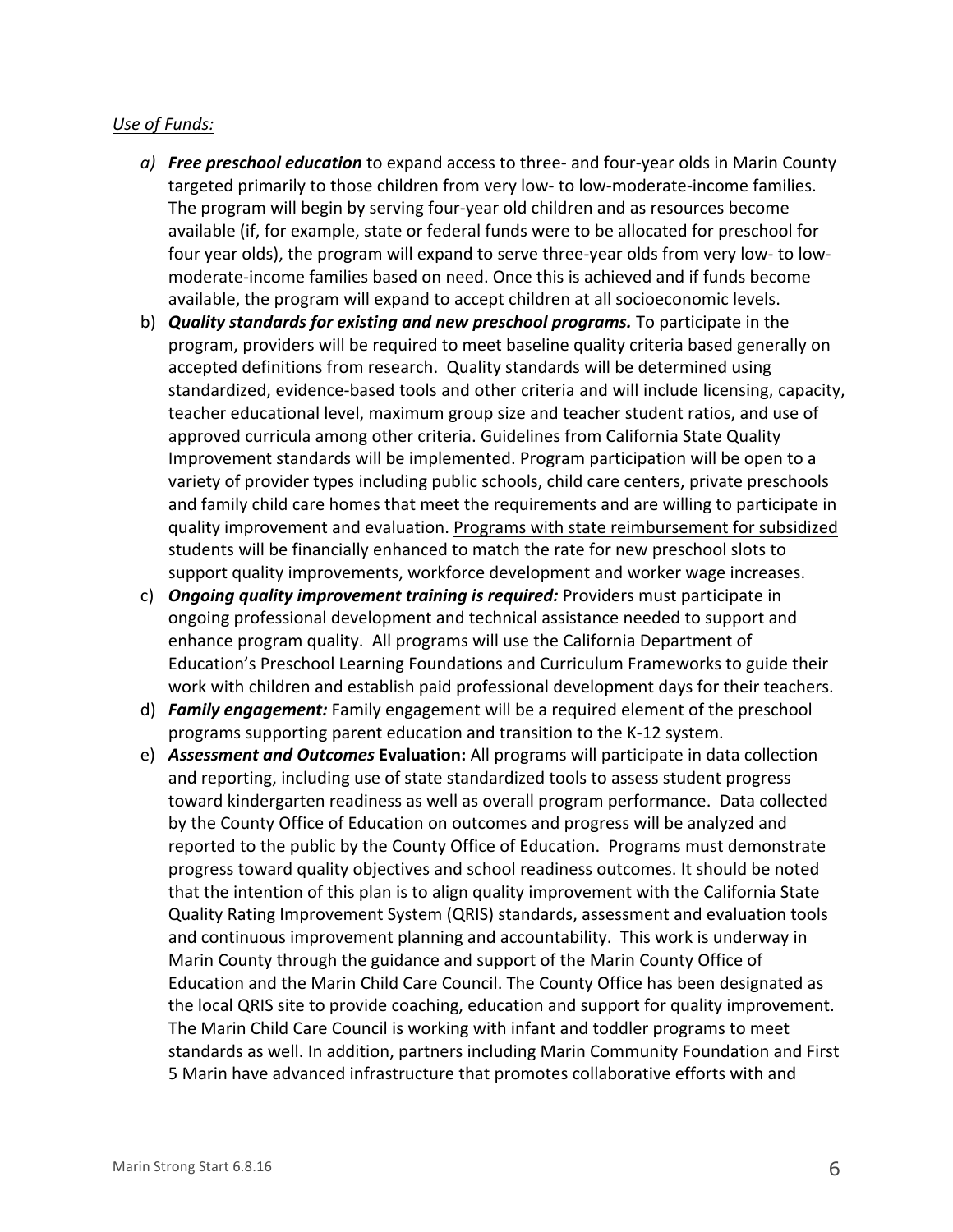<u>*Use of Funds:*</u>

a) ***Free preschool education*** to expand access to three- and four-year olds in Marin County targeted primarily to those children from very low- to low-moderate-income families. The program will begin by serving four-year old children and as resources become available (if, for example, state or federal funds were to be allocated for preschool for four year olds), the program will expand to serve three-year olds from very low- to low-moderate-income families based on need. Once this is achieved and if funds become available, the program will expand to accept children at all socioeconomic levels.

b) ***Quality standards for existing and new preschool programs.*** To participate in the program, providers will be required to meet baseline quality criteria based generally on accepted definitions from research. Quality standards will be determined using standardized, evidence-based tools and other criteria and will include licensing, capacity, teacher educational level, maximum group size and teacher student ratios, and use of approved curricula among other criteria. Guidelines from California State Quality Improvement standards will be implemented. Program participation will be open to a variety of provider types including public schools, child care centers, private preschools and family child care homes that meet the requirements and are willing to participate in quality improvement and evaluation. <u>Programs with state reimbursement for subsidized students will be financially enhanced to match the rate for new preschool slots to support quality improvements, workforce development and worker wage increases.</u>

c) ***Ongoing quality improvement training is required:*** Providers must participate in ongoing professional development and technical assistance needed to support and enhance program quality. All programs will use the California Department of Education's Preschool Learning Foundations and Curriculum Frameworks to guide their work with children and establish paid professional development days for their teachers.

d) ***Family engagement:*** Family engagement will be a required element of the preschool programs supporting parent education and transition to the K-12 system.

e) ***Assessment and Outcomes* Evaluation:** All programs will participate in data collection and reporting, including use of state standardized tools to assess student progress toward kindergarten readiness as well as overall program performance. Data collected by the County Office of Education on outcomes and progress will be analyzed and reported to the public by the County Office of Education. Programs must demonstrate progress toward quality objectives and school readiness outcomes. It should be noted that the intention of this plan is to align quality improvement with the California State Quality Rating Improvement System (QRIS) standards, assessment and evaluation tools and continuous improvement planning and accountability. This work is underway in Marin County through the guidance and support of the Marin County Office of Education and the Marin Child Care Council. The County Office has been designated as the local QRIS site to provide coaching, education and support for quality improvement. The Marin Child Care Council is working with infant and toddler programs to meet standards as well. In addition, partners including Marin Community Foundation and First 5 Marin have advanced infrastructure that promotes collaborative efforts with and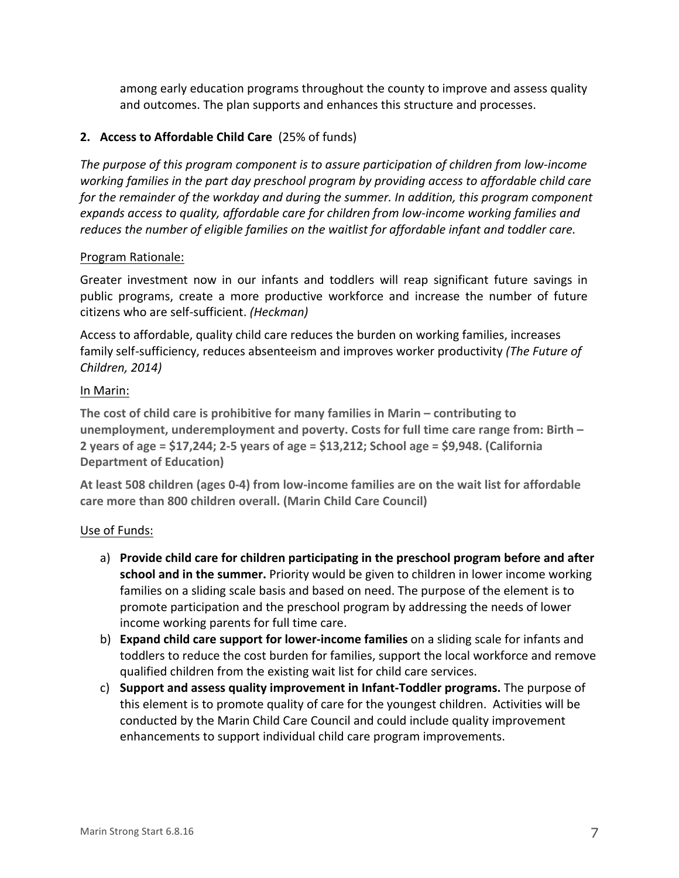among early education programs throughout the county to improve and assess quality and outcomes. The plan supports and enhances this structure and processes.

## 2. Access to Affordable Child Care (25% of funds)

*The purpose of this program component is to assure participation of children from low-income working families in the part day preschool program by providing access to affordable child care for the remainder of the workday and during the summer. In addition, this program component expands access to quality, affordable care for children from low-income working families and reduces the number of eligible families on the waitlist for affordable infant and toddler care.*

Program Rationale:

Greater investment now in our infants and toddlers will reap significant future savings in public programs, create a more productive workforce and increase the number of future citizens who are self-sufficient. *(Heckman)*

Access to affordable, quality child care reduces the burden on working families, increases family self-sufficiency, reduces absenteeism and improves worker productivity *(The Future of Children, 2014)*

In Marin:

**The cost of child care is prohibitive for many families in Marin – contributing to unemployment, underemployment and poverty. Costs for full time care range from: Birth – 2 years of age = $17,244; 2-5 years of age = $13,212; School age = $9,948. (California Department of Education)**

**At least 508 children (ages 0-4) from low-income families are on the wait list for affordable care more than 800 children overall. (Marin Child Care Council)**

Use of Funds:

a) **Provide child care for children participating in the preschool program before and after school and in the summer.** Priority would be given to children in lower income working families on a sliding scale basis and based on need. The purpose of the element is to promote participation and the preschool program by addressing the needs of lower income working parents for full time care.

b) **Expand child care support for lower-income families** on a sliding scale for infants and toddlers to reduce the cost burden for families, support the local workforce and remove qualified children from the existing wait list for child care services.

c) **Support and assess quality improvement in Infant-Toddler programs.** The purpose of this element is to promote quality of care for the youngest children. Activities will be conducted by the Marin Child Care Council and could include quality improvement enhancements to support individual child care program improvements.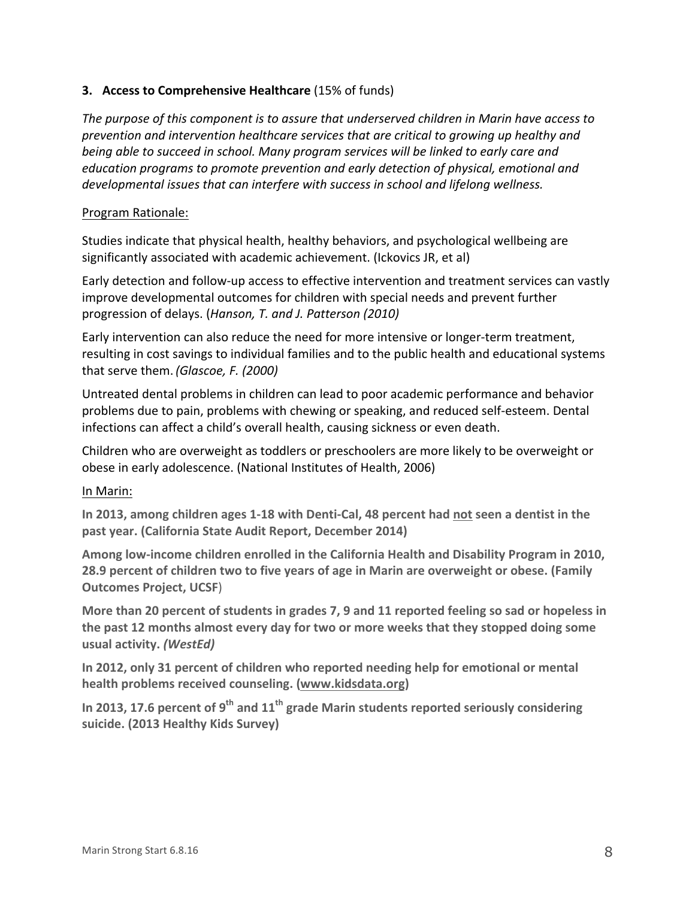### 3. **Access to Comprehensive Healthcare** (15% of funds)

*The purpose of this component is to assure that underserved children in Marin have access to prevention and intervention healthcare services that are critical to growing up healthy and being able to succeed in school. Many program services will be linked to early care and education programs to promote prevention and early detection of physical, emotional and developmental issues that can interfere with success in school and lifelong wellness.*

<u>Program Rationale:</u>

Studies indicate that physical health, healthy behaviors, and psychological wellbeing are significantly associated with academic achievement. (Ickovics JR, et al)

Early detection and follow-up access to effective intervention and treatment services can vastly improve developmental outcomes for children with special needs and prevent further progression of delays. (*Hanson, T. and J. Patterson (2010)*

Early intervention can also reduce the need for more intensive or longer-term treatment, resulting in cost savings to individual families and to the public health and educational systems that serve them. *(Glascoe, F. (2000)*

Untreated dental problems in children can lead to poor academic performance and behavior problems due to pain, problems with chewing or speaking, and reduced self-esteem. Dental infections can affect a child's overall health, causing sickness or even death.

Children who are overweight as toddlers or preschoolers are more likely to be overweight or obese in early adolescence. (National Institutes of Health, 2006)

<u>In Marin:</u>

**In 2013, among children ages 1-18 with Denti-Cal, 48 percent had <u>not</u> seen a dentist in the past year. (California State Audit Report, December 2014)**

**Among low-income children enrolled in the California Health and Disability Program in 2010, 28.9 percent of children two to five years of age in Marin are overweight or obese. (Family Outcomes Project, UCSF)**

**More than 20 percent of students in grades 7, 9 and 11 reported feeling so sad or hopeless in the past 12 months almost every day for two or more weeks that they stopped doing some usual activity. *(WestEd)***

**In 2012, only 31 percent of children who reported needing help for emotional or mental health problems received counseling. (<u>www.kidsdata.org</u>)**

**In 2013, 17.6 percent of 9th and 11th grade Marin students reported seriously considering suicide. (2013 Healthy Kids Survey)**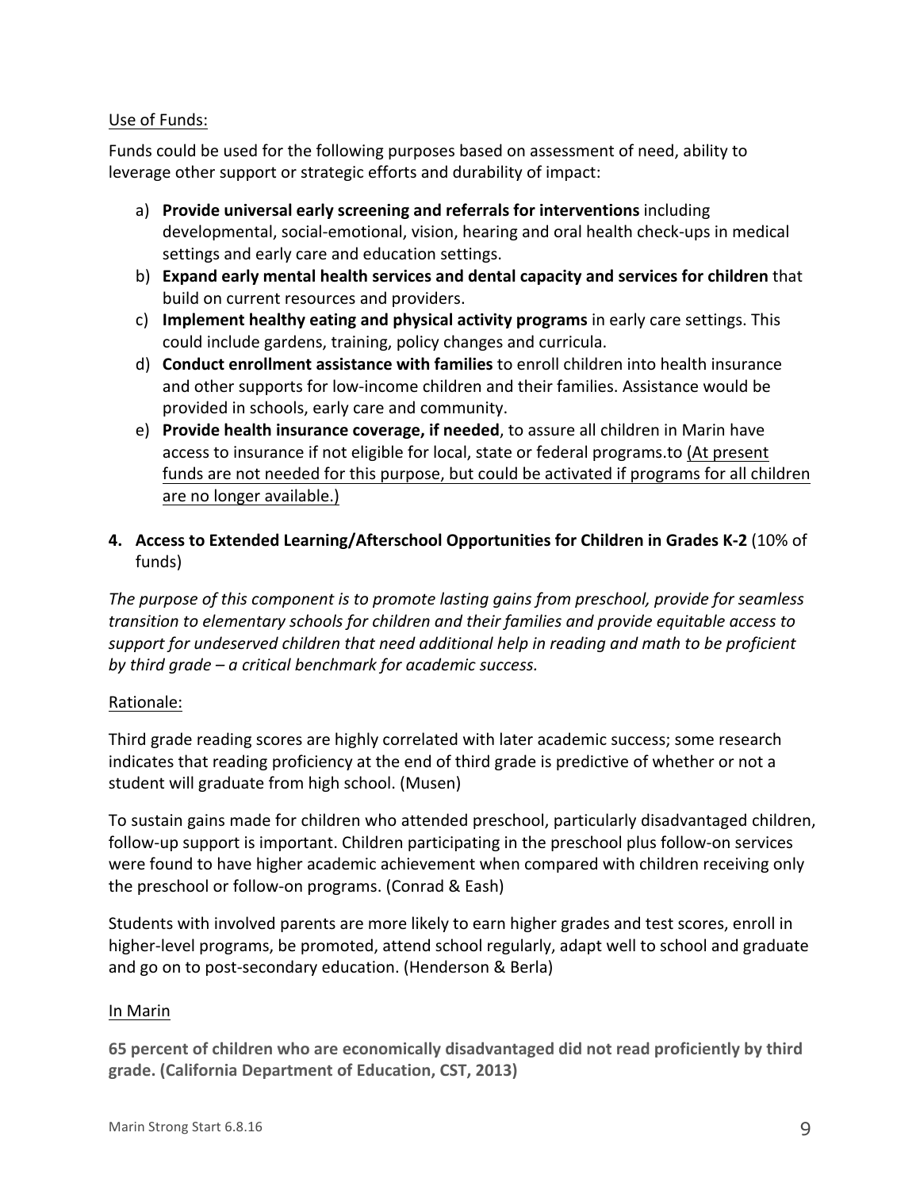Use of Funds:

Funds could be used for the following purposes based on assessment of need, ability to leverage other support or strategic efforts and durability of impact:

a) **Provide universal early screening and referrals for interventions** including developmental, social-emotional, vision, hearing and oral health check-ups in medical settings and early care and education settings.
b) **Expand early mental health services and dental capacity and services for children** that build on current resources and providers.
c) **Implement healthy eating and physical activity programs** in early care settings. This could include gardens, training, policy changes and curricula.
d) **Conduct enrollment assistance with families** to enroll children into health insurance and other supports for low-income children and their families. Assistance would be provided in schools, early care and community.
e) **Provide health insurance coverage, if needed**, to assure all children in Marin have access to insurance if not eligible for local, state or federal programs.to (At present funds are not needed for this purpose, but could be activated if programs for all children are no longer available.)

**4. Access to Extended Learning/Afterschool Opportunities for Children in Grades K-2** (10% of funds)

*The purpose of this component is to promote lasting gains from preschool, provide for seamless transition to elementary schools for children and their families and provide equitable access to support for undeserved children that need additional help in reading and math to be proficient by third grade – a critical benchmark for academic success.*

Rationale:

Third grade reading scores are highly correlated with later academic success; some research indicates that reading proficiency at the end of third grade is predictive of whether or not a student will graduate from high school. (Musen)

To sustain gains made for children who attended preschool, particularly disadvantaged children, follow-up support is important. Children participating in the preschool plus follow-on services were found to have higher academic achievement when compared with children receiving only the preschool or follow-on programs. (Conrad & Eash)

Students with involved parents are more likely to earn higher grades and test scores, enroll in higher-level programs, be promoted, attend school regularly, adapt well to school and graduate and go on to post-secondary education. (Henderson & Berla)

In Marin

**65 percent of children who are economically disadvantaged did not read proficiently by third grade. (California Department of Education, CST, 2013)**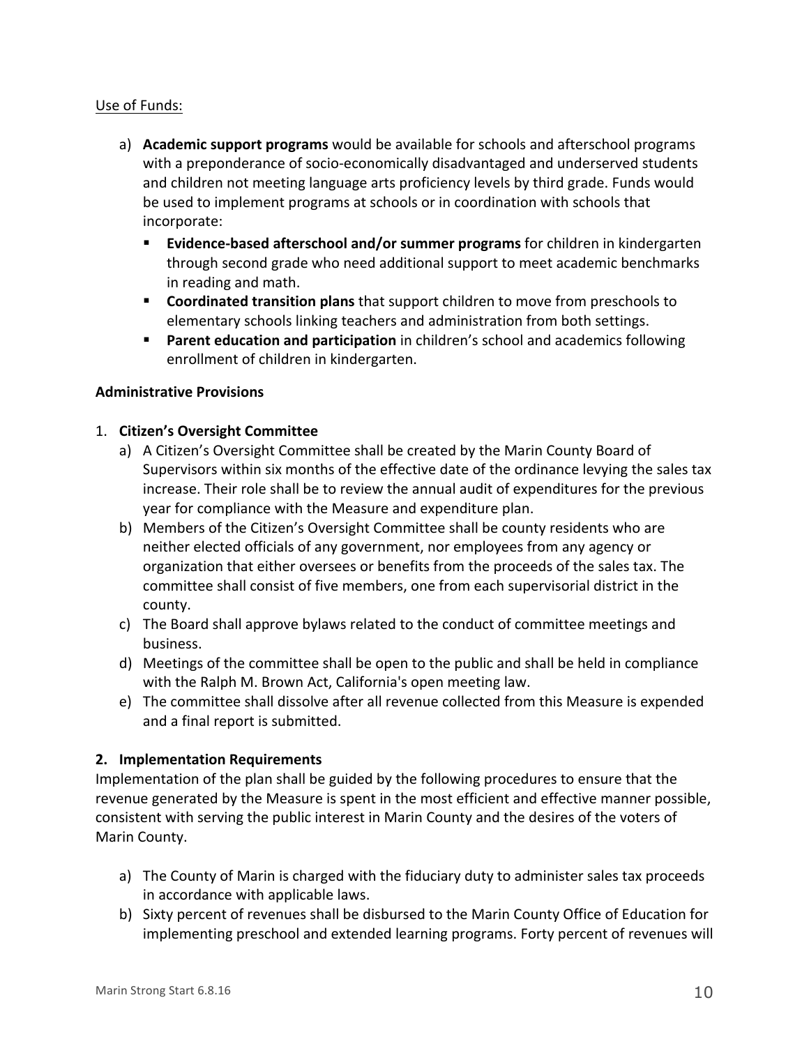<u>Use of Funds:</u>

a) **Academic support programs** would be available for schools and afterschool programs with a preponderance of socio-economically disadvantaged and underserved students and children not meeting language arts proficiency levels by third grade. Funds would be used to implement programs at schools or in coordination with schools that incorporate:
   - **Evidence-based afterschool and/or summer programs** for children in kindergarten through second grade who need additional support to meet academic benchmarks in reading and math.
   - **Coordinated transition plans** that support children to move from preschools to elementary schools linking teachers and administration from both settings.
   - **Parent education and participation** in children's school and academics following enrollment of children in kindergarten.

**Administrative Provisions**

1. **Citizen's Oversight Committee**
   a) A Citizen's Oversight Committee shall be created by the Marin County Board of Supervisors within six months of the effective date of the ordinance levying the sales tax increase. Their role shall be to review the annual audit of expenditures for the previous year for compliance with the Measure and expenditure plan.
   b) Members of the Citizen's Oversight Committee shall be county residents who are neither elected officials of any government, nor employees from any agency or organization that either oversees or benefits from the proceeds of the sales tax. The committee shall consist of five members, one from each supervisorial district in the county.
   c) The Board shall approve bylaws related to the conduct of committee meetings and business.
   d) Meetings of the committee shall be open to the public and shall be held in compliance with the Ralph M. Brown Act, California's open meeting law.
   e) The committee shall dissolve after all revenue collected from this Measure is expended and a final report is submitted.

**2. Implementation Requirements**

Implementation of the plan shall be guided by the following procedures to ensure that the revenue generated by the Measure is spent in the most efficient and effective manner possible, consistent with serving the public interest in Marin County and the desires of the voters of Marin County.

a) The County of Marin is charged with the fiduciary duty to administer sales tax proceeds in accordance with applicable laws.
b) Sixty percent of revenues shall be disbursed to the Marin County Office of Education for implementing preschool and extended learning programs. Forty percent of revenues will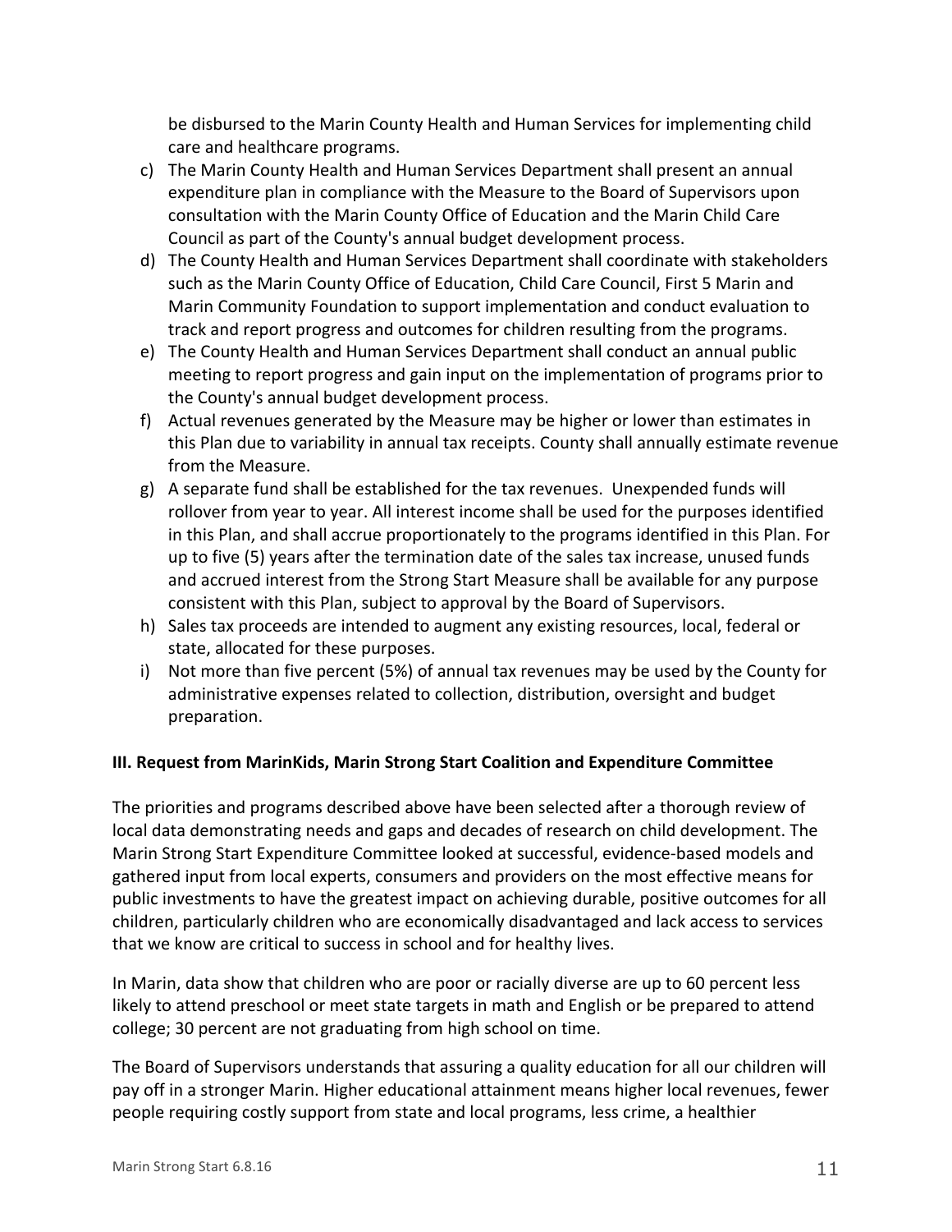be disbursed to the Marin County Health and Human Services for implementing child care and healthcare programs.

c) The Marin County Health and Human Services Department shall present an annual expenditure plan in compliance with the Measure to the Board of Supervisors upon consultation with the Marin County Office of Education and the Marin Child Care Council as part of the County's annual budget development process.
d) The County Health and Human Services Department shall coordinate with stakeholders such as the Marin County Office of Education, Child Care Council, First 5 Marin and Marin Community Foundation to support implementation and conduct evaluation to track and report progress and outcomes for children resulting from the programs.
e) The County Health and Human Services Department shall conduct an annual public meeting to report progress and gain input on the implementation of programs prior to the County's annual budget development process.
f) Actual revenues generated by the Measure may be higher or lower than estimates in this Plan due to variability in annual tax receipts. County shall annually estimate revenue from the Measure.
g) A separate fund shall be established for the tax revenues. Unexpended funds will rollover from year to year. All interest income shall be used for the purposes identified in this Plan, and shall accrue proportionately to the programs identified in this Plan. For up to five (5) years after the termination date of the sales tax increase, unused funds and accrued interest from the Strong Start Measure shall be available for any purpose consistent with this Plan, subject to approval by the Board of Supervisors.
h) Sales tax proceeds are intended to augment any existing resources, local, federal or state, allocated for these purposes.
i) Not more than five percent (5%) of annual tax revenues may be used by the County for administrative expenses related to collection, distribution, oversight and budget preparation.

**III. Request from MarinKids, Marin Strong Start Coalition and Expenditure Committee**

The priorities and programs described above have been selected after a thorough review of local data demonstrating needs and gaps and decades of research on child development. The Marin Strong Start Expenditure Committee looked at successful, evidence-based models and gathered input from local experts, consumers and providers on the most effective means for public investments to have the greatest impact on achieving durable, positive outcomes for all children, particularly children who are economically disadvantaged and lack access to services that we know are critical to success in school and for healthy lives.

In Marin, data show that children who are poor or racially diverse are up to 60 percent less likely to attend preschool or meet state targets in math and English or be prepared to attend college; 30 percent are not graduating from high school on time.

The Board of Supervisors understands that assuring a quality education for all our children will pay off in a stronger Marin. Higher educational attainment means higher local revenues, fewer people requiring costly support from state and local programs, less crime, a healthier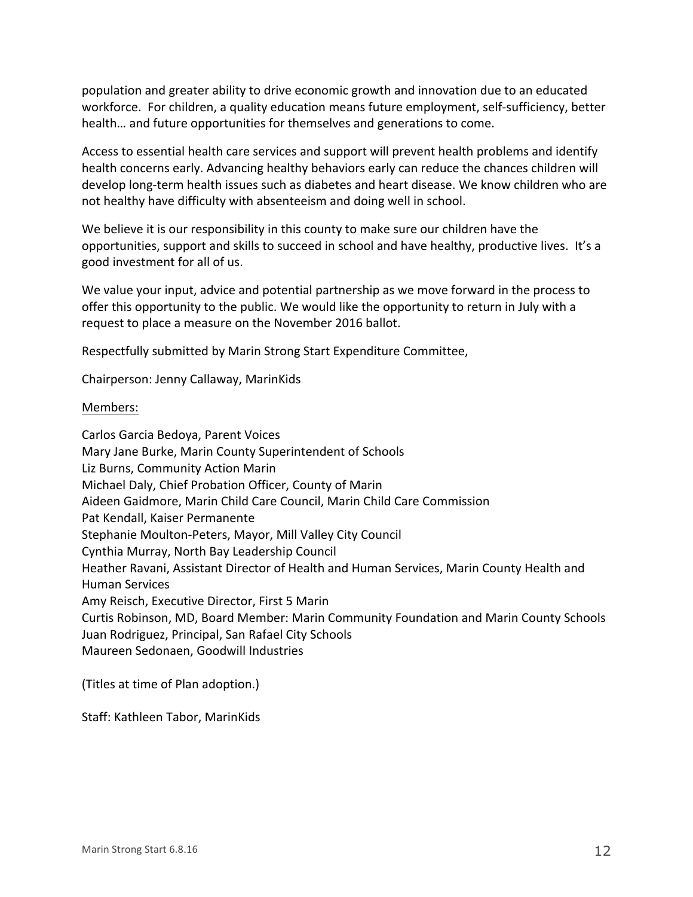population and greater ability to drive economic growth and innovation due to an educated workforce. For children, a quality education means future employment, self-sufficiency, better health… and future opportunities for themselves and generations to come.

Access to essential health care services and support will prevent health problems and identify health concerns early. Advancing healthy behaviors early can reduce the chances children will develop long-term health issues such as diabetes and heart disease. We know children who are not healthy have difficulty with absenteeism and doing well in school.

We believe it is our responsibility in this county to make sure our children have the opportunities, support and skills to succeed in school and have healthy, productive lives. It's a good investment for all of us.

We value your input, advice and potential partnership as we move forward in the process to offer this opportunity to the public. We would like the opportunity to return in July with a request to place a measure on the November 2016 ballot.

Respectfully submitted by Marin Strong Start Expenditure Committee,

Chairperson: Jenny Callaway, MarinKids

Members:

Carlos Garcia Bedoya, Parent Voices
Mary Jane Burke, Marin County Superintendent of Schools
Liz Burns, Community Action Marin
Michael Daly, Chief Probation Officer, County of Marin
Aideen Gaidmore, Marin Child Care Council, Marin Child Care Commission
Pat Kendall, Kaiser Permanente
Stephanie Moulton-Peters, Mayor, Mill Valley City Council
Cynthia Murray, North Bay Leadership Council
Heather Ravani, Assistant Director of Health and Human Services, Marin County Health and Human Services
Amy Reisch, Executive Director, First 5 Marin
Curtis Robinson, MD, Board Member: Marin Community Foundation and Marin County Schools
Juan Rodriguez, Principal, San Rafael City Schools
Maureen Sedonaen, Goodwill Industries

(Titles at time of Plan adoption.)

Staff: Kathleen Tabor, MarinKids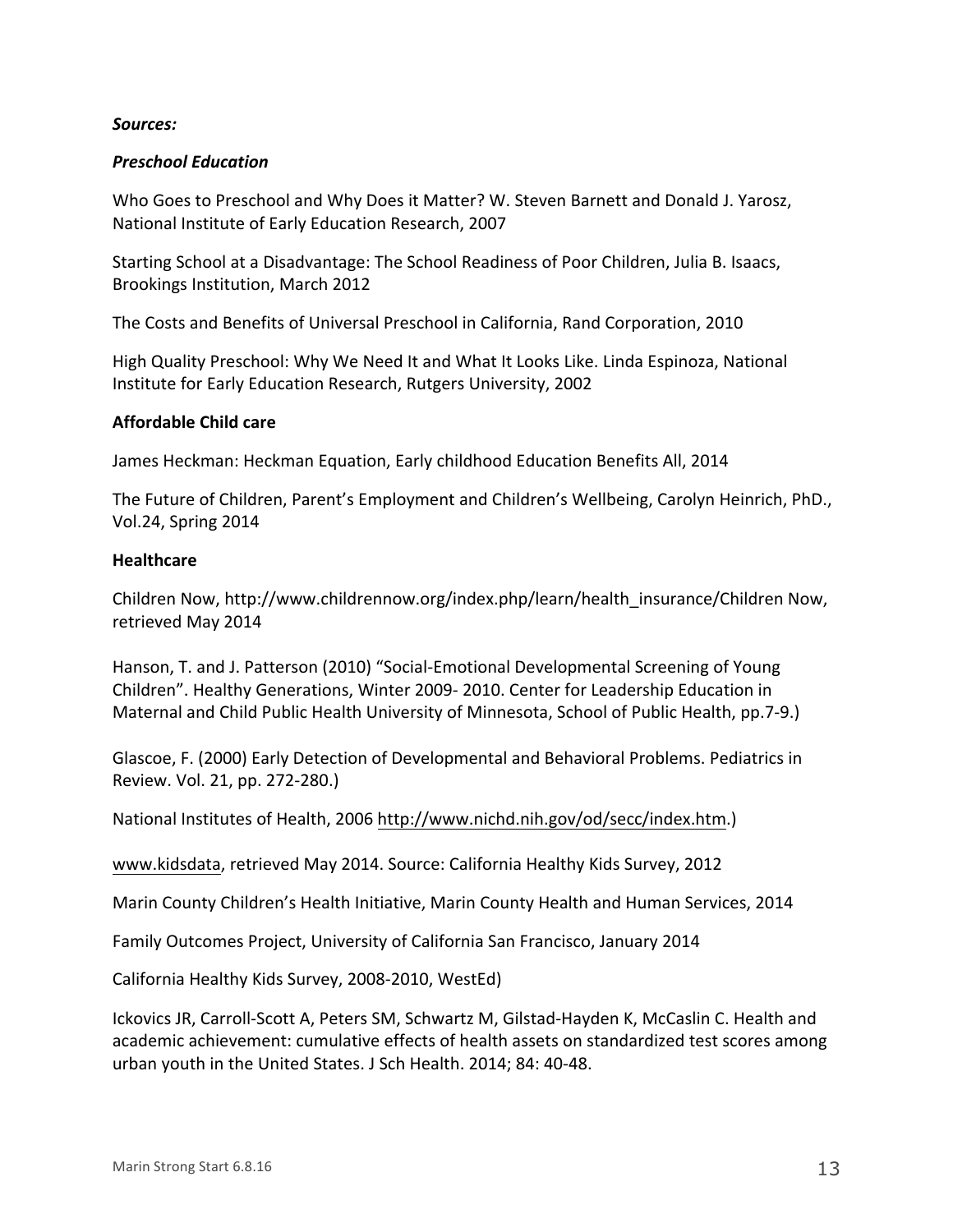***Sources:***

***Preschool Education***

Who Goes to Preschool and Why Does it Matter? W. Steven Barnett and Donald J. Yarosz, National Institute of Early Education Research, 2007

Starting School at a Disadvantage: The School Readiness of Poor Children, Julia B. Isaacs, Brookings Institution, March 2012

The Costs and Benefits of Universal Preschool in California, Rand Corporation, 2010

High Quality Preschool: Why We Need It and What It Looks Like. Linda Espinoza, National Institute for Early Education Research, Rutgers University, 2002

**Affordable Child care**

James Heckman: Heckman Equation, Early childhood Education Benefits All, 2014

The Future of Children, Parent's Employment and Children's Wellbeing, Carolyn Heinrich, PhD., Vol.24, Spring 2014

**Healthcare**

Children Now, http://www.childrennow.org/index.php/learn/health_insurance/Children Now, retrieved May 2014

Hanson, T. and J. Patterson (2010) "Social-Emotional Developmental Screening of Young Children". Healthy Generations, Winter 2009- 2010. Center for Leadership Education in Maternal and Child Public Health University of Minnesota, School of Public Health, pp.7-9.)

Glascoe, F. (2000) Early Detection of Developmental and Behavioral Problems. Pediatrics in Review. Vol. 21, pp. 272-280.)

National Institutes of Health, 2006 http://www.nichd.nih.gov/od/secc/index.htm.)

www.kidsdata, retrieved May 2014. Source: California Healthy Kids Survey, 2012

Marin County Children's Health Initiative, Marin County Health and Human Services, 2014

Family Outcomes Project, University of California San Francisco, January 2014

California Healthy Kids Survey, 2008-2010, WestEd)

Ickovics JR, Carroll-Scott A, Peters SM, Schwartz M, Gilstad-Hayden K, McCaslin C. Health and academic achievement: cumulative effects of health assets on standardized test scores among urban youth in the United States. J Sch Health. 2014; 84: 40-48.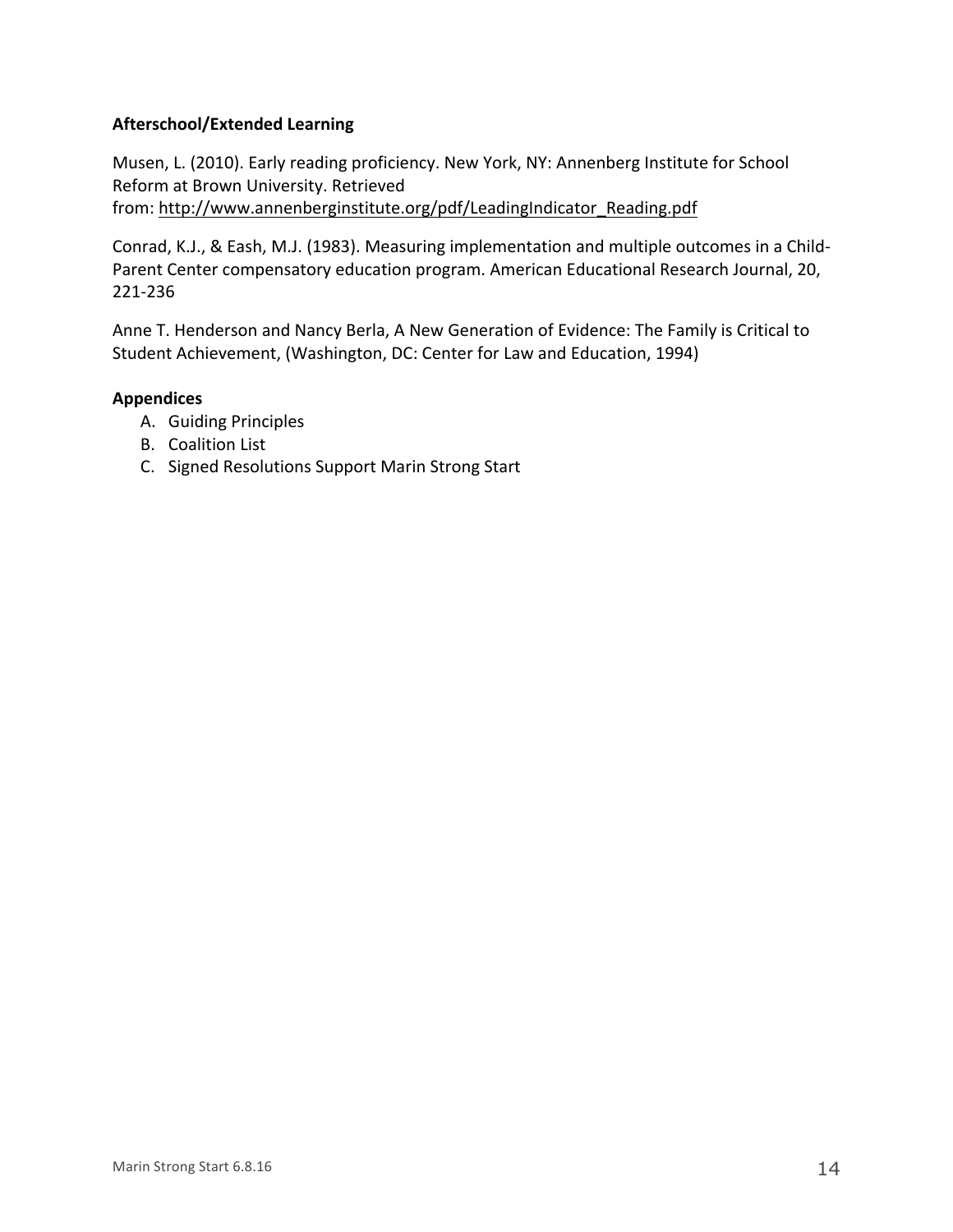**Afterschool/Extended Learning**

Musen, L. (2010). Early reading proficiency. New York, NY: Annenberg Institute for School Reform at Brown University. Retrieved from: http://www.annenberginstitute.org/pdf/LeadingIndicator_Reading.pdf

Conrad, K.J., & Eash, M.J. (1983). Measuring implementation and multiple outcomes in a Child-Parent Center compensatory education program. American Educational Research Journal, 20, 221-236

Anne T. Henderson and Nancy Berla, A New Generation of Evidence: The Family is Critical to Student Achievement, (Washington, DC: Center for Law and Education, 1994)

**Appendices**

A. Guiding Principles
B. Coalition List
C. Signed Resolutions Support Marin Strong Start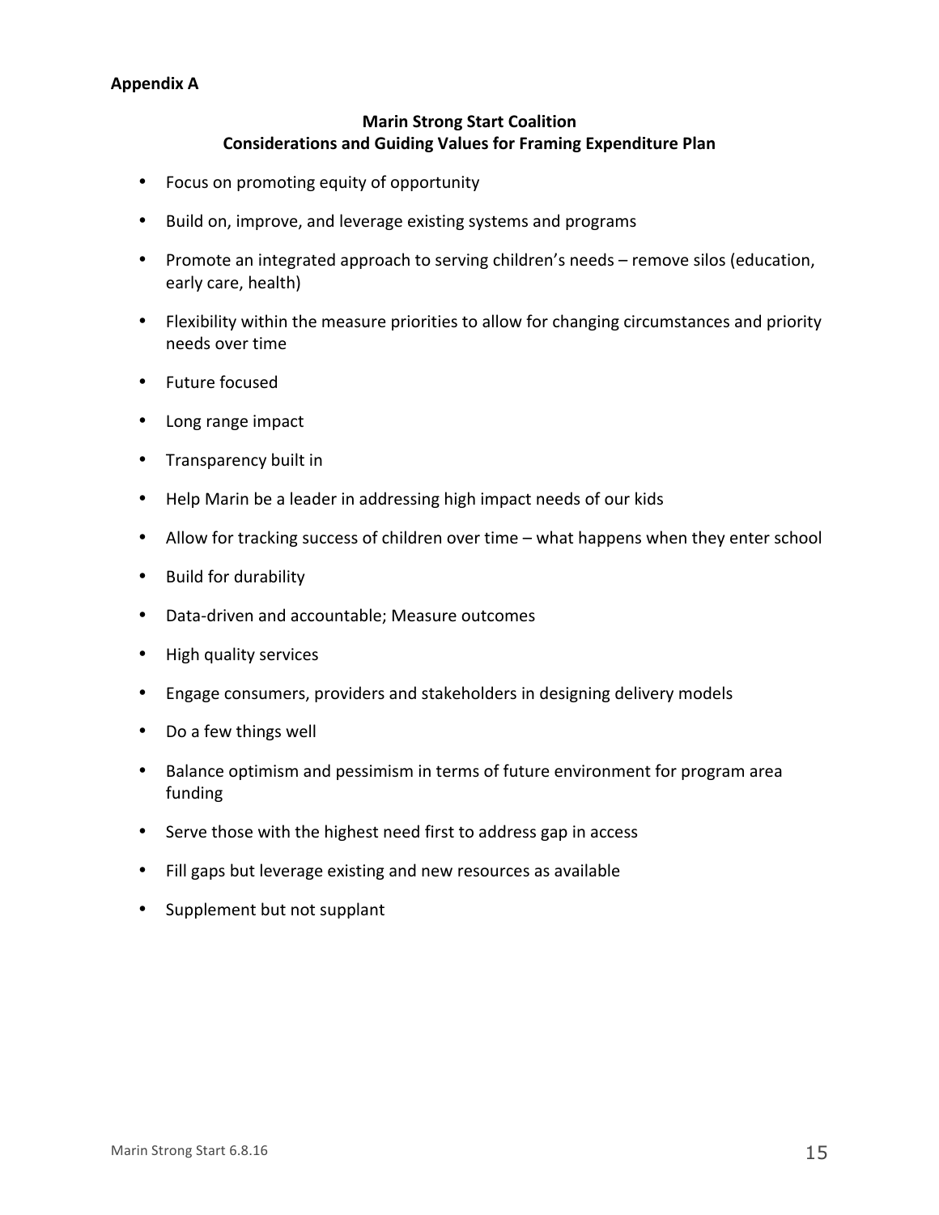**Appendix A**

## Marin Strong Start Coalition
## Considerations and Guiding Values for Framing Expenditure Plan

- Focus on promoting equity of opportunity
- Build on, improve, and leverage existing systems and programs
- Promote an integrated approach to serving children's needs – remove silos (education, early care, health)
- Flexibility within the measure priorities to allow for changing circumstances and priority needs over time
- Future focused
- Long range impact
- Transparency built in
- Help Marin be a leader in addressing high impact needs of our kids
- Allow for tracking success of children over time – what happens when they enter school
- Build for durability
- Data-driven and accountable; Measure outcomes
- High quality services
- Engage consumers, providers and stakeholders in designing delivery models
- Do a few things well
- Balance optimism and pessimism in terms of future environment for program area funding
- Serve those with the highest need first to address gap in access
- Fill gaps but leverage existing and new resources as available
- Supplement but not supplant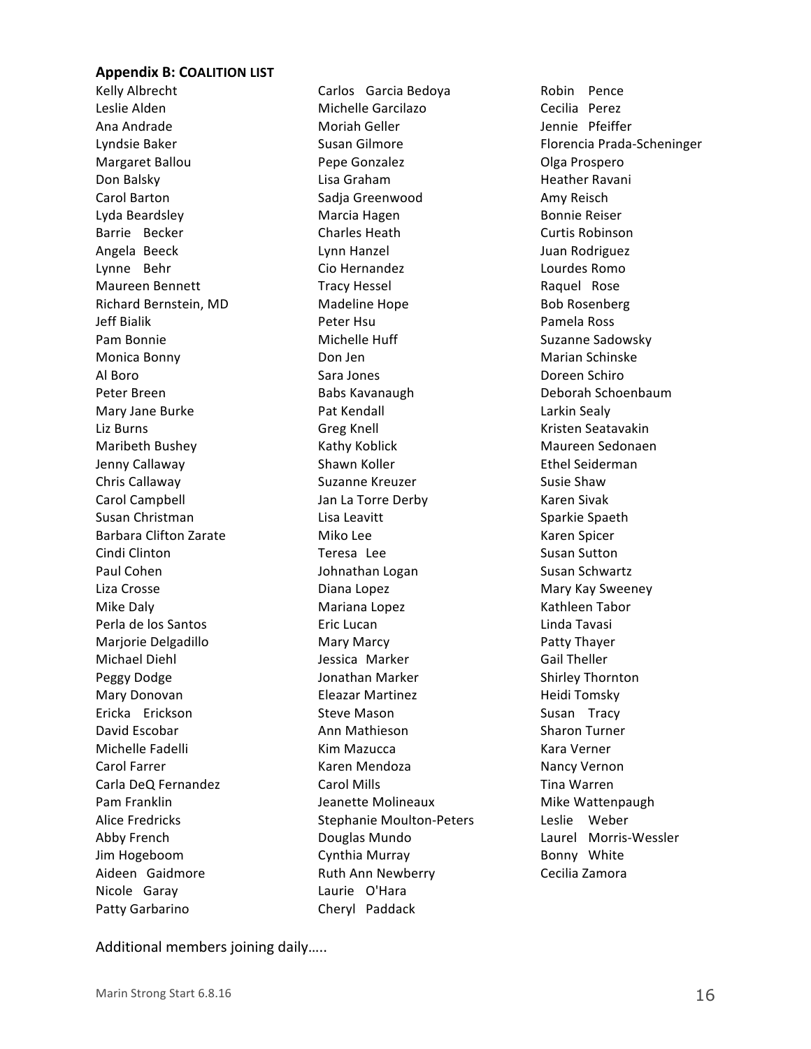**Appendix B: COALITION LIST**

Kelly Albrecht
Leslie Alden
Ana Andrade
Lyndsie Baker
Margaret Ballou
Don Balsky
Carol Barton
Lyda Beardsley
Barrie Becker
Angela Beeck
Lynne Behr
Maureen Bennett
Richard Bernstein, MD
Jeff Bialik
Pam Bonnie
Monica Bonny
Al Boro
Peter Breen
Mary Jane Burke
Liz Burns
Maribeth Bushey
Jenny Callaway
Chris Callaway
Carol Campbell
Susan Christman
Barbara Clifton Zarate
Cindi Clinton
Paul Cohen
Liza Crosse
Mike Daly
Perla de los Santos
Marjorie Delgadillo
Michael Diehl
Peggy Dodge
Mary Donovan
Ericka Erickson
David Escobar
Michelle Fadelli
Carol Farrer
Carla DeQ Fernandez
Pam Franklin
Alice Fredricks
Abby French
Jim Hogeboom
Aideen Gaidmore
Nicole Garay
Patty Garbarino
Carlos Garcia Bedoya
Michelle Garcilazo
Moriah Geller
Susan Gilmore
Pepe Gonzalez
Lisa Graham
Sadja Greenwood
Marcia Hagen
Charles Heath
Lynn Hanzel
Cio Hernandez
Tracy Hessel
Madeline Hope
Peter Hsu
Michelle Huff
Don Jen
Sara Jones
Babs Kavanaugh
Pat Kendall
Greg Knell
Kathy Koblick
Shawn Koller
Suzanne Kreuzer
Jan La Torre Derby
Lisa Leavitt
Miko Lee
Teresa Lee
Johnathan Logan
Diana Lopez
Mariana Lopez
Eric Lucan
Mary Marcy
Jessica Marker
Jonathan Marker
Eleazar Martinez
Steve Mason
Ann Mathieson
Kim Mazucca
Karen Mendoza
Carol Mills
Jeanette Molineaux
Stephanie Moulton-Peters
Douglas Mundo
Cynthia Murray
Ruth Ann Newberry
Laurie O'Hara
Cheryl Paddack
Robin Pence
Cecilia Perez
Jennie Pfeiffer
Florencia Prada-Scheninger
Olga Prospero
Heather Ravani
Amy Reisch
Bonnie Reiser
Curtis Robinson
Juan Rodriguez
Lourdes Romo
Raquel Rose
Bob Rosenberg
Pamela Ross
Suzanne Sadowsky
Marian Schinske
Doreen Schiro
Deborah Schoenbaum
Larkin Sealy
Kristen Seatavakin
Maureen Sedonaen
Ethel Seiderman
Susie Shaw
Karen Sivak
Sparkie Spaeth
Karen Spicer
Susan Sutton
Susan Schwartz
Mary Kay Sweeney
Kathleen Tabor
Linda Tavasi
Patty Thayer
Gail Theller
Shirley Thornton
Heidi Tomsky
Susan Tracy
Sharon Turner
Kara Verner
Nancy Vernon
Tina Warren
Mike Wattenpaugh
Leslie Weber
Laurel Morris-Wessler
Bonny White
Cecilia Zamora

Additional members joining daily…..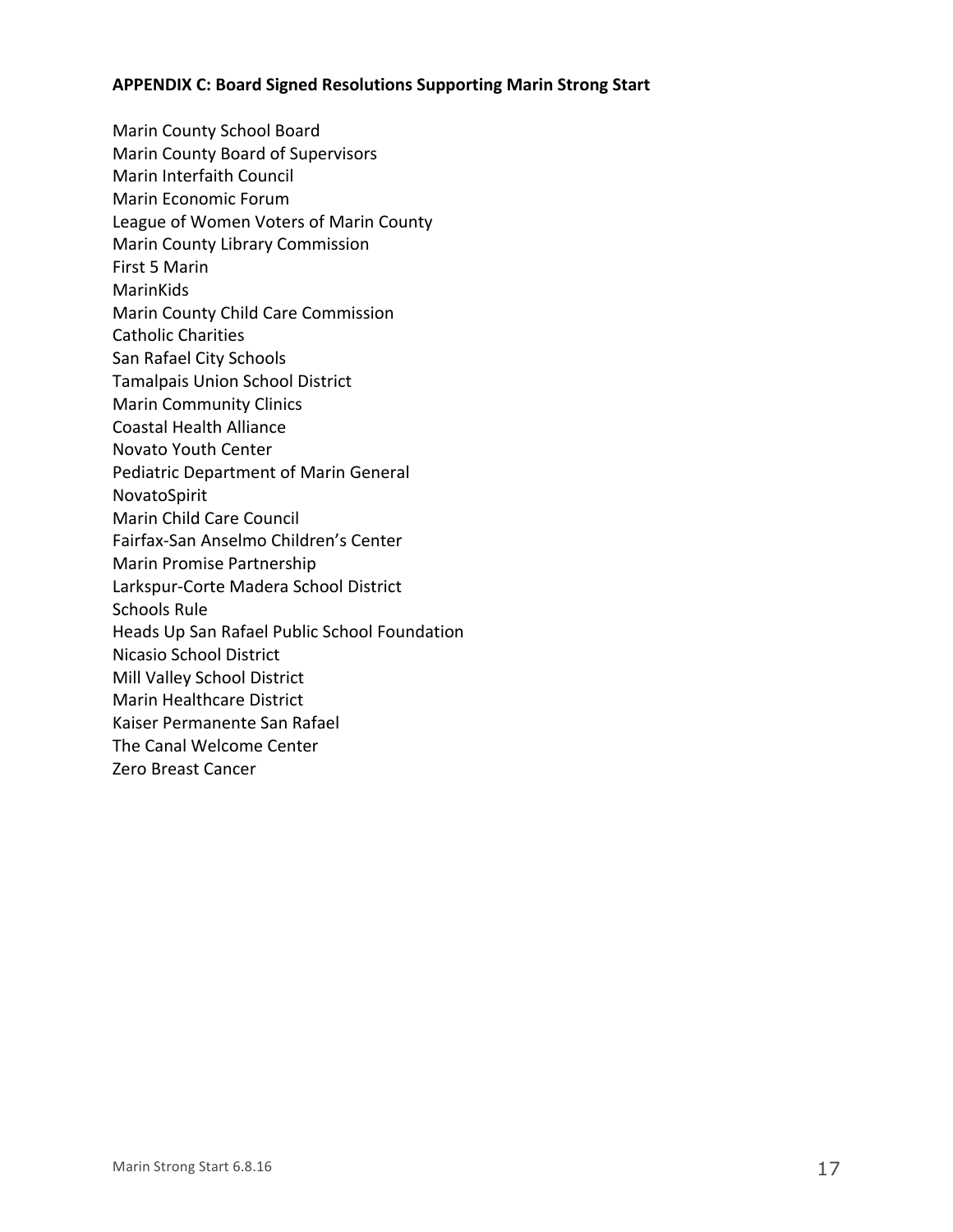**APPENDIX C: Board Signed Resolutions Supporting Marin Strong Start**

Marin County School Board
Marin County Board of Supervisors
Marin Interfaith Council
Marin Economic Forum
League of Women Voters of Marin County
Marin County Library Commission
First 5 Marin
MarinKids
Marin County Child Care Commission
Catholic Charities
San Rafael City Schools
Tamalpais Union School District
Marin Community Clinics
Coastal Health Alliance
Novato Youth Center
Pediatric Department of Marin General
NovatoSpirit
Marin Child Care Council
Fairfax-San Anselmo Children's Center
Marin Promise Partnership
Larkspur-Corte Madera School District
Schools Rule
Heads Up San Rafael Public School Foundation
Nicasio School District
Mill Valley School District
Marin Healthcare District
Kaiser Permanente San Rafael
The Canal Welcome Center
Zero Breast Cancer